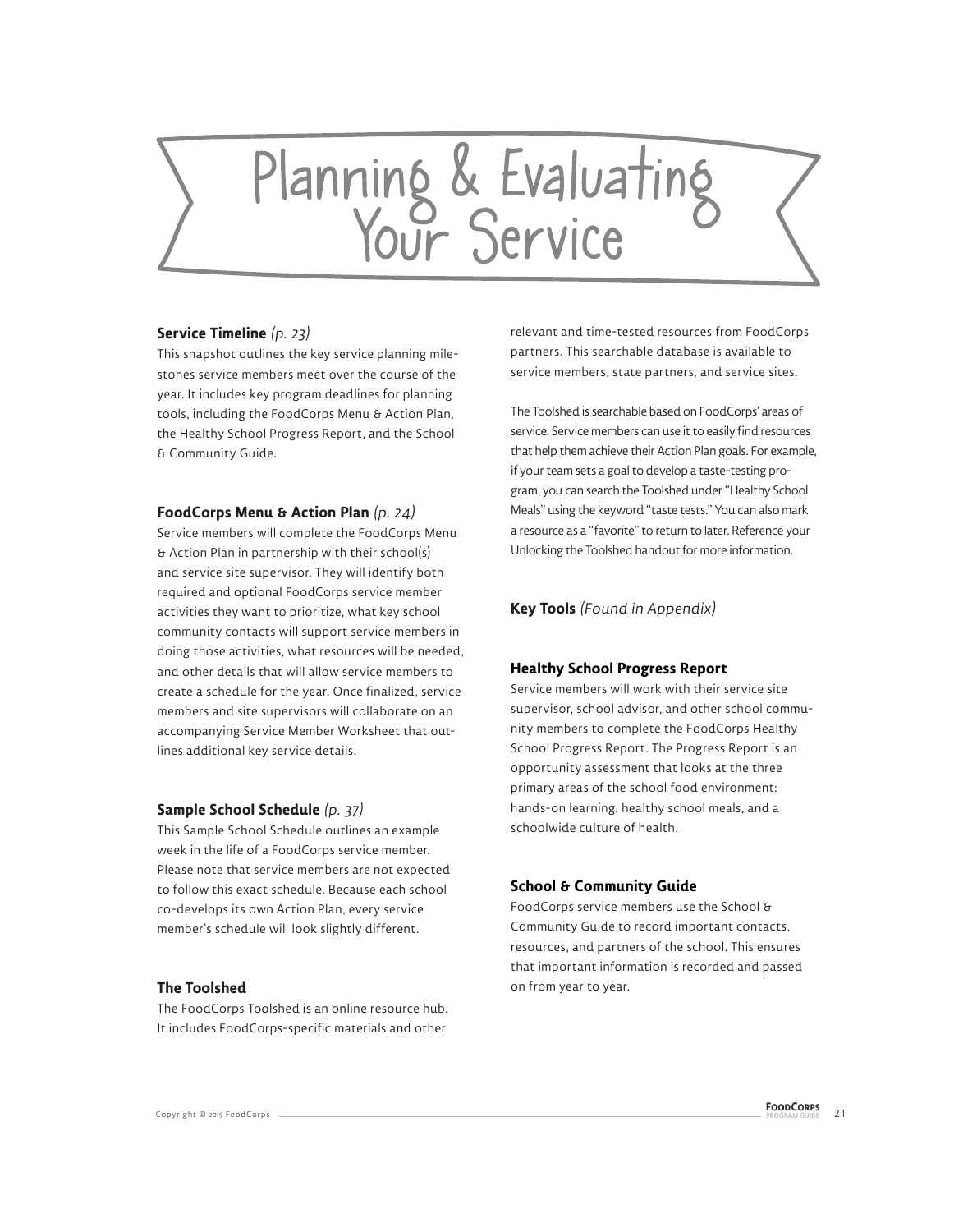# Planning & Evaluating Your Service

## Service Timeline *(p. 23)*

This snapshot outlines the key service planning milestones service members meet over the course of the year. It includes key program deadlines for planning tools, including the FoodCorps Menu & Action Plan, the Healthy School Progress Report, and the School & Community Guide.

## FoodCorps Menu & Action Plan *(p. 24)*

Service members will complete the FoodCorps Menu & Action Plan in partnership with their school(s) and service site supervisor. They will identify both required and optional FoodCorps service member activities they want to prioritize, what key school community contacts will support service members in doing those activities, what resources will be needed, and other details that will allow service members to create a schedule for the year. Once finalized, service members and site supervisors will collaborate on an accompanying Service Member Worksheet that outlines additional key service details.

## Sample School Schedule *(p. 37)*

This Sample School Schedule outlines an example week in the life of a FoodCorps service member. Please note that service members are not expected to follow this exact schedule. Because each school co-develops its own Action Plan, every service member's schedule will look slightly different.

## The Toolshed

The FoodCorps Toolshed is an online resource hub. It includes FoodCorps-specific materials and other relevant and time-tested resources from FoodCorps partners. This searchable database is available to service members, state partners, and service sites.

The Toolshed is searchable based on FoodCorps' areas of service. Service members can use it to easily find resources that help them achieve their Action Plan goals. For example, if your team sets a goal to develop a taste-testing program, you can search the Toolshed under "Healthy School Meals" using the keyword "taste tests." You can also mark a resource as a "favorite" to return to later. Reference your Unlocking the Toolshed handout for more information.

## Key Tools *(Found in Appendix)*

## Healthy School Progress Report

Service members will work with their service site supervisor, school advisor, and other school community members to complete the FoodCorps Healthy School Progress Report. The Progress Report is an opportunity assessment that looks at the three primary areas of the school food environment: hands-on learning, healthy school meals, and a schoolwide culture of health.

## School & Community Guide

FoodCorps service members use the School & Community Guide to record important contacts, resources, and partners of the school. This ensures that important information is recorded and passed on from year to year.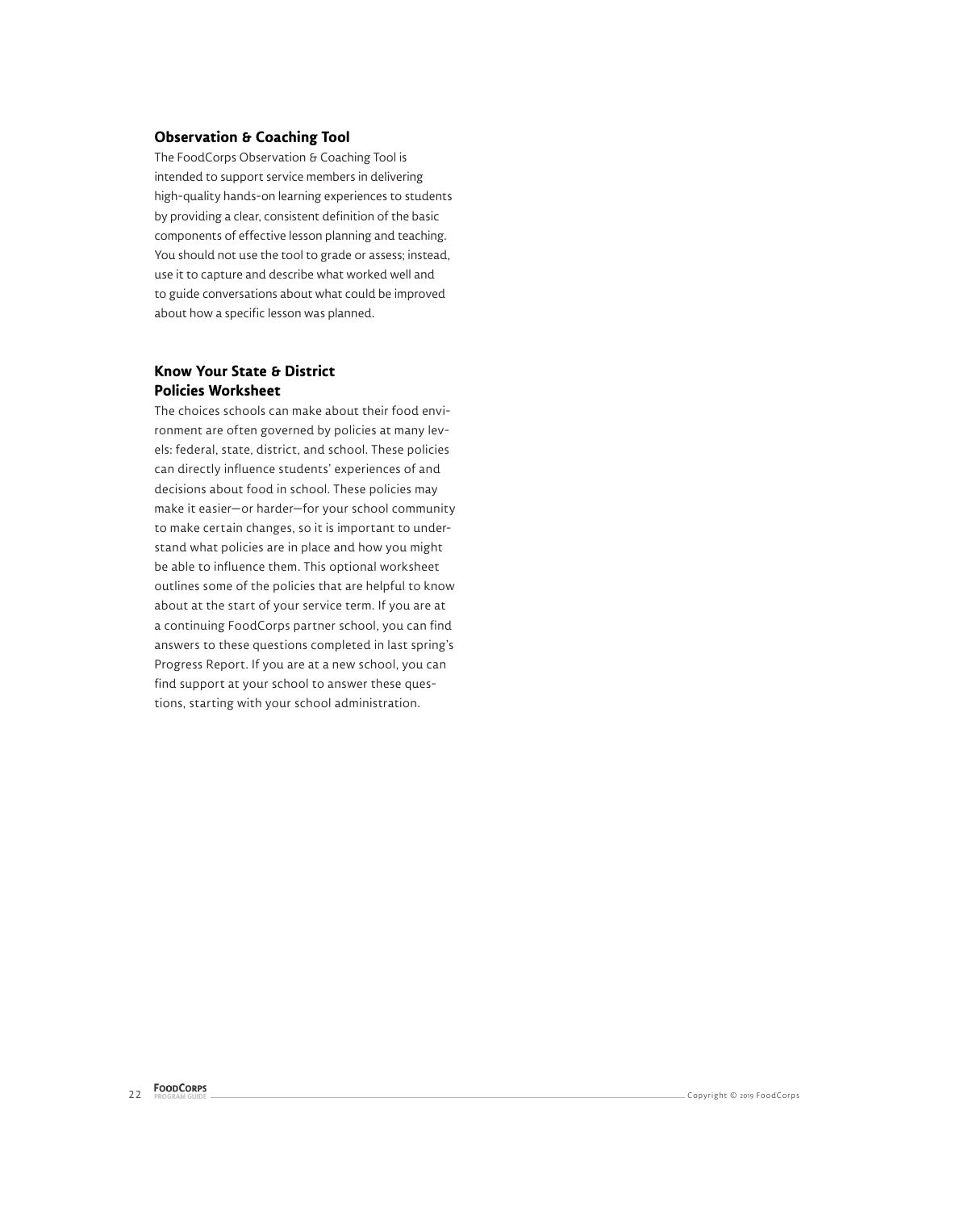### Observation & Coaching Tool

The FoodCorps Observation & Coaching Tool is intended to support service members in delivering high-quality hands-on learning experiences to students by providing a clear, consistent definition of the basic components of effective lesson planning and teaching. You should not use the tool to grade or assess; instead, use it to capture and describe what worked well and to guide conversations about what could be improved about how a specific lesson was planned.

### Know Your State & District Policies Worksheet

The choices schools can make about their food environment are often governed by policies at many levels: federal, state, district, and school. These policies can directly influence students' experiences of and decisions about food in school. These policies may make it easier—or harder—for your school community to make certain changes, so it is important to understand what policies are in place and how you might be able to influence them. This optional worksheet outlines some of the policies that are helpful to know about at the start of your service term. If you are at a continuing FoodCorps partner school, you can find answers to these questions completed in last spring's Progress Report. If you are at a new school, you can find support at your school to answer these questions, starting with your school administration.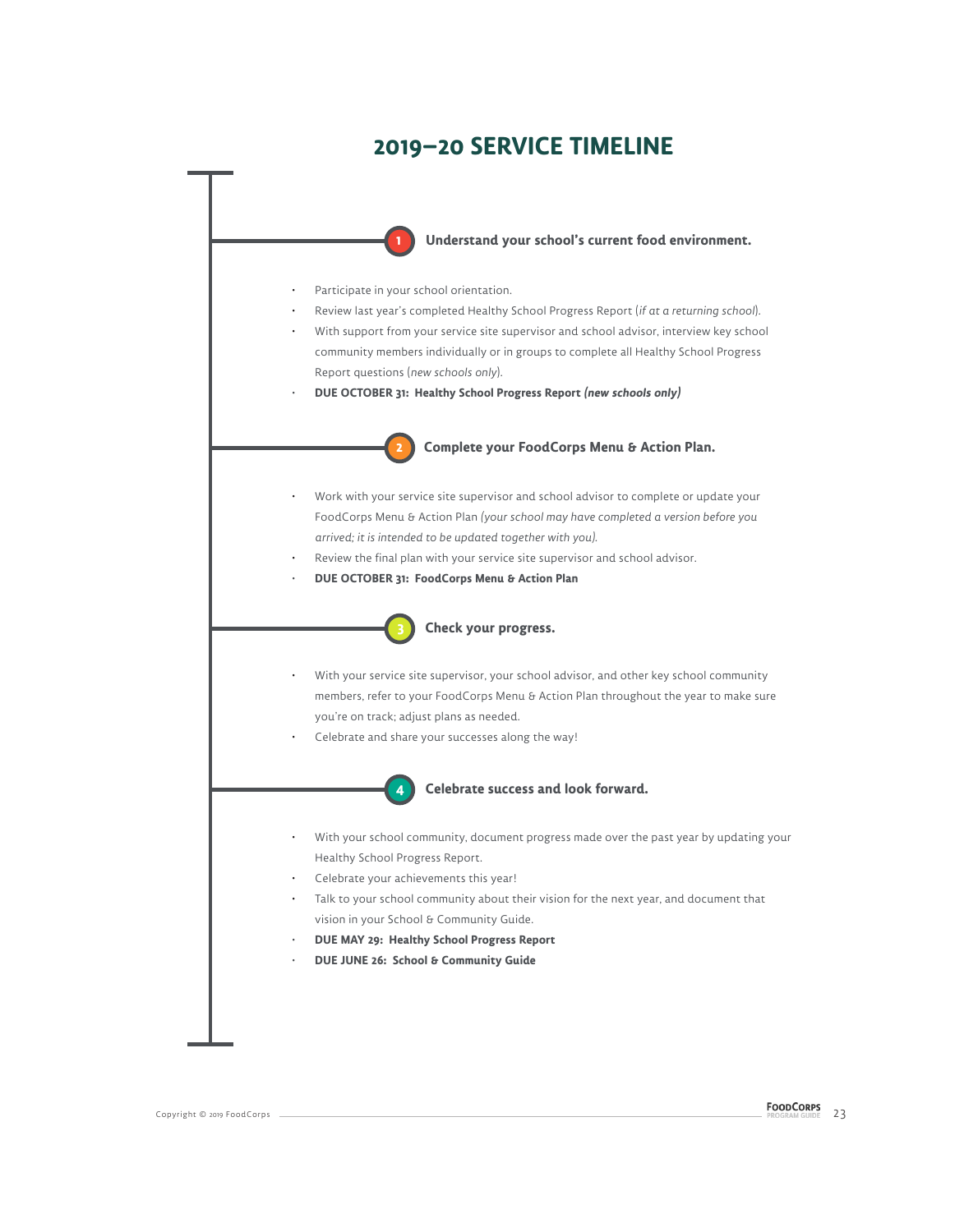# 2019–20 SERVICE TIMELINE

### 1 Understand your school's current food environment.

- Participate in your school orientation.
- Review last year's completed Healthy School Progress Report (*if at a returning school*).
- With support from your service site supervisor and school advisor, interview key school community members individually or in groups to complete all Healthy School Progress Report questions (*new schools only*).
- **DUE OCTOBER 31: Healthy School Progress Report *(new schools only)***

### 2 Complete your FoodCorps Menu & Action Plan.

- Work with your service site supervisor and school advisor to complete or update your FoodCorps Menu & Action Plan *(your school may have completed a version before you arrived; it is intended to be updated together with you).*
- Review the final plan with your service site supervisor and school advisor.
- **DUE OCTOBER 31: FoodCorps Menu & Action Plan**

### 3 Check your progress.

- With your service site supervisor, your school advisor, and other key school community members, refer to your FoodCorps Menu & Action Plan throughout the year to make sure you're on track; adjust plans as needed.
- Celebrate and share your successes along the way!

### 4 Celebrate success and look forward.

- With your school community, document progress made over the past year by updating your Healthy School Progress Report.
- Celebrate your achievements this year!
- Talk to your school community about their vision for the next year, and document that vision in your School & Community Guide.
- **DUE MAY 29: Healthy School Progress Report**
- **DUE JUNE 26: School & Community Guide**

Copyright © 2019 FoodCorps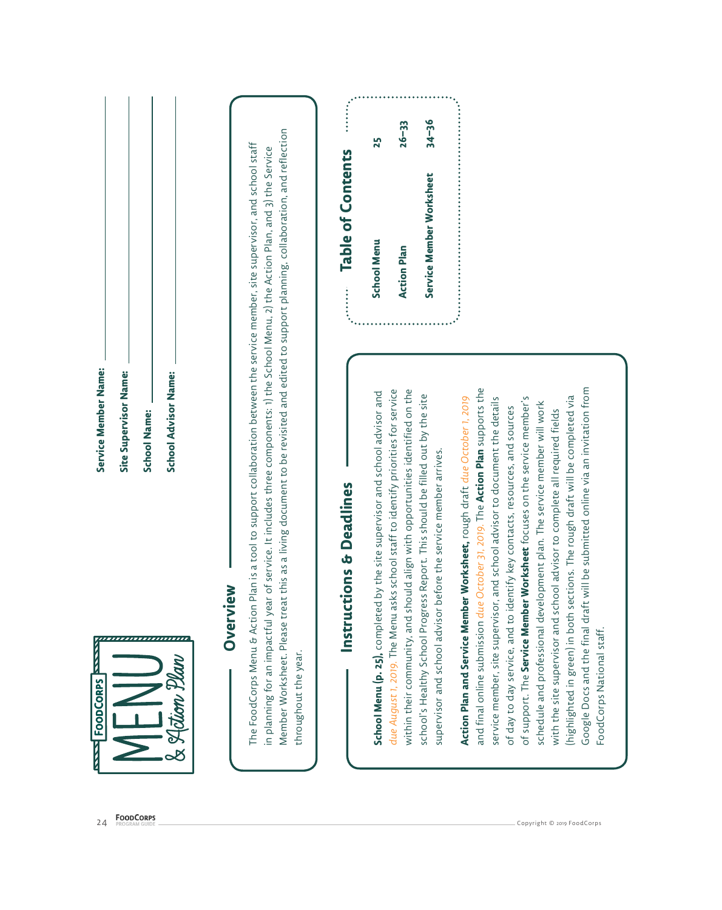# MENU & Action Plan

**Service Member Name:** ______________________

**Site Supervisor Name:** ______________________

**School Name:** ______________________

**School Advisor Name:** ______________________

## Overview

The FoodCorps Menu & Action Plan is a tool to support collaboration between the service member, site supervisor, and school staff in planning for an impactful year of service. It includes three components: 1) the School Menu, 2) the Action Plan, and 3) the Service Member Worksheet. Please treat this as a living document to be revisited and edited to support planning, collaboration, and reflection throughout the year.

## Table of Contents

| | |
|---|---|
| **School Menu** | **25** |
| **Action Plan** | **26–33** |
| **Service Member Worksheet** | **34–36** |

## Instructions & Deadlines

**School Menu (p. 25),** completed by the site supervisor and school advisor and *due August 1, 2019*. The Menu asks school staff to identify priorities for service within their community, and should align with opportunities identified on the school's Healthy School Progress Report. This should be filled out by the site supervisor and school advisor before the service member arrives.

**Action Plan and Service Member Worksheet,** rough draft *due October 1, 2019* and final online submission *due October 31, 2019*. The **Action Plan** supports the service member, site supervisor, and school advisor to document the details of day to day service, and to identify key contacts, resources, and sources of support. The **Service Member Worksheet** focuses on the service member's schedule and professional development plan. The service member will work with the site supervisor and school advisor to complete all required fields (highlighted in green) in both sections. The rough draft will be completed via Google Docs and the final draft will be submited online via an invitation from FoodCorps National staff.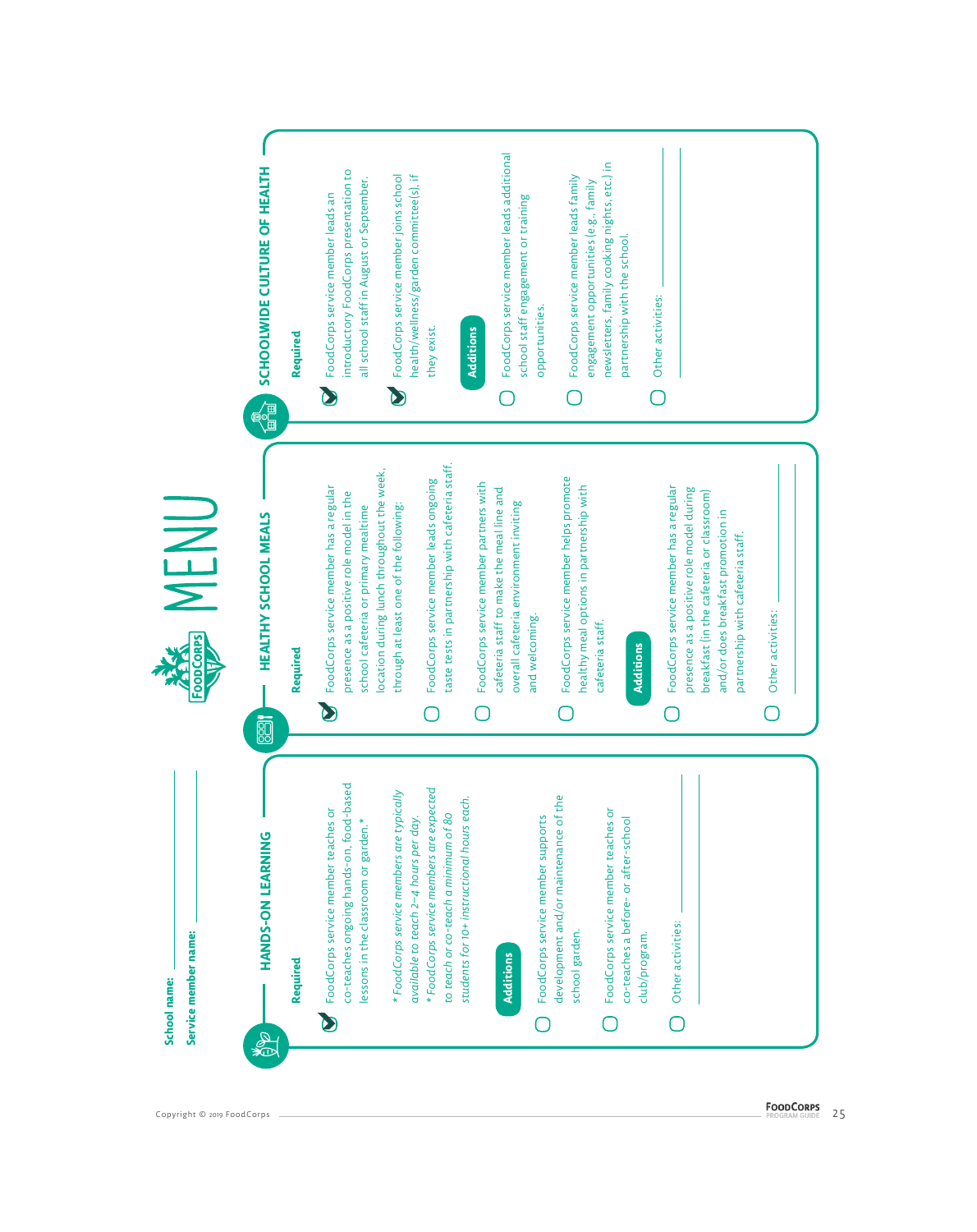# MENU

**School name:** ____________________

**Service member name:** ____________________

## HANDS-ON LEARNING

**Required**

- [x] FoodCorps service member teaches or co-teaches ongoing hands-on, food-based lessons in the classroom or garden.*

*\* FoodCorps service members are typically available to teach 2–4 hours per day.*

*\* FoodCorps service members are expected to teach or co-teach a minimum of 80 students for 10+ instructional hours each.*

**Additions**

- [ ] FoodCorps service member supports development and/or maintenance of the school garden.
- [ ] FoodCorps service member teaches or co-teaches a before- or after-school club/program.
- [ ] Other activities: ____________________

## HEALTHY SCHOOL MEALS

**Required**

- [x] FoodCorps service member has a regular presence as a positive role model in the school cafeteria or primary mealtime location during lunch throughout the week, through at least one of the following:
  - [ ] FoodCorps service member leads ongoing taste tests in partnership with cafeteria staff.
  - [ ] FoodCorps service member partners with cafeteria staff to make the meal line and overall cafeteria environment inviting and welcoming.
  - [ ] FoodCorps service member helps promote healthy meal options in partnership with cafeteria staff.

**Additions**

- [ ] FoodCorps service member has a regular presence as a positive role model during breakfast (in the cafeteria or classroom) and/or does breakfast promotion in partnership with cafeteria staff.
- [ ] Other activities: ____________________

## SCHOOLWIDE CULTURE OF HEALTH

**Required**

- [x] FoodCorps service member leads an introductory FoodCorps presentation to all school staff in August or September.
- [x] FoodCorps service member joins school health/wellness/garden committee(s), if they exist.

**Additions**

- [ ] FoodCorps service member leads additional school staff engagement or training opportunities.
- [ ] FoodCorps service member leads family engagement opportunities (e.g., family newsletters, family cooking nights, etc.) in partnership with the school.
- [ ] Other activities: ____________________

Copyright © 2019 FoodCorps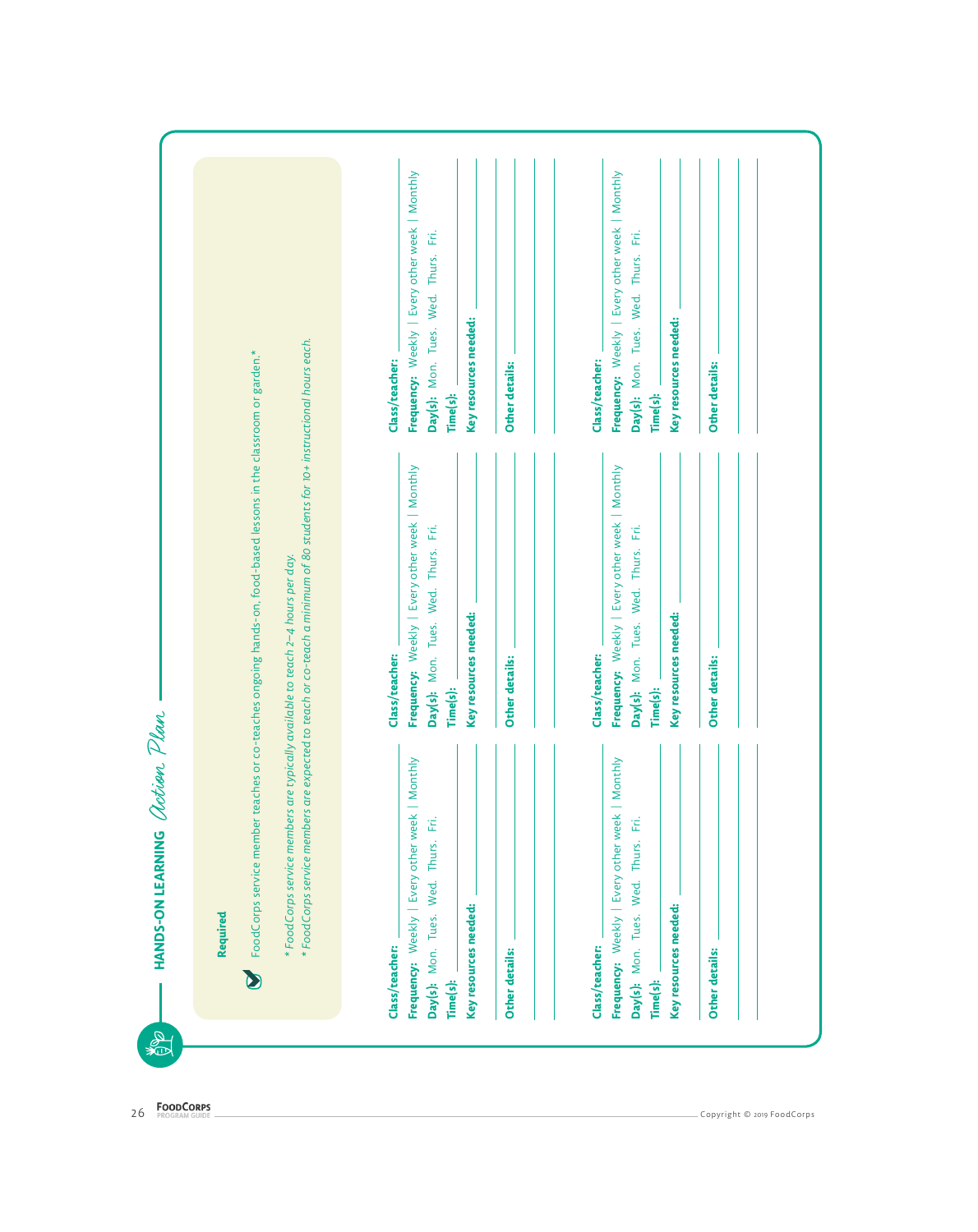## HANDS-ON LEARNING *Action Plan*

**Required**

FoodCorps service member teaches or co-teaches ongoing hands-on, food-based lessons in the classroom or garden.*

*\* FoodCorps service members are typically available to teach 2–4 hours per day.*
*\* FoodCorps service members are expected to teach or co-teach a minimum of 80 students for 10+ instructional hours each.*

**Class/teacher:** ______
**Frequency:** Weekly | Every other week | Monthly
**Day(s):** Mon. Tues. Wed. Thurs. Fri.
**Time(s):** ______
**Key resources needed:** ______

______

**Other details:** ______

______

**Class/teacher:** ______
**Frequency:** Weekly | Every other week | Monthly
**Day(s):** Mon. Tues. Wed. Thurs. Fri.
**Time(s):** ______
**Key resources needed:** ______

______

**Other details:** ______

______

**Class/teacher:** ______
**Frequency:** Weekly | Every other week | Monthly
**Day(s):** Mon. Tues. Wed. Thurs. Fri.
**Time(s):** ______
**Key resources needed:** ______

______

**Other details:** ______

______

**Class/teacher:** ______
**Frequency:** Weekly | Every other week | Monthly
**Day(s):** Mon. Tues. Wed. Thurs. Fri.
**Time(s):** ______
**Key resources needed:** ______

______

**Other details:** ______

______

**Class/teacher:** ______
**Frequency:** Weekly | Every other week | Monthly
**Day(s):** Mon. Tues. Wed. Thurs. Fri.
**Time(s):** ______
**Key resources needed:** ______

______

**Other details:** ______

______

**Class/teacher:** ______
**Frequency:** Weekly | Every other week | Monthly
**Day(s):** Mon. Tues. Wed. Thurs. Fri.
**Time(s):** ______
**Key resources needed:** ______

______

**Other details:** ______

______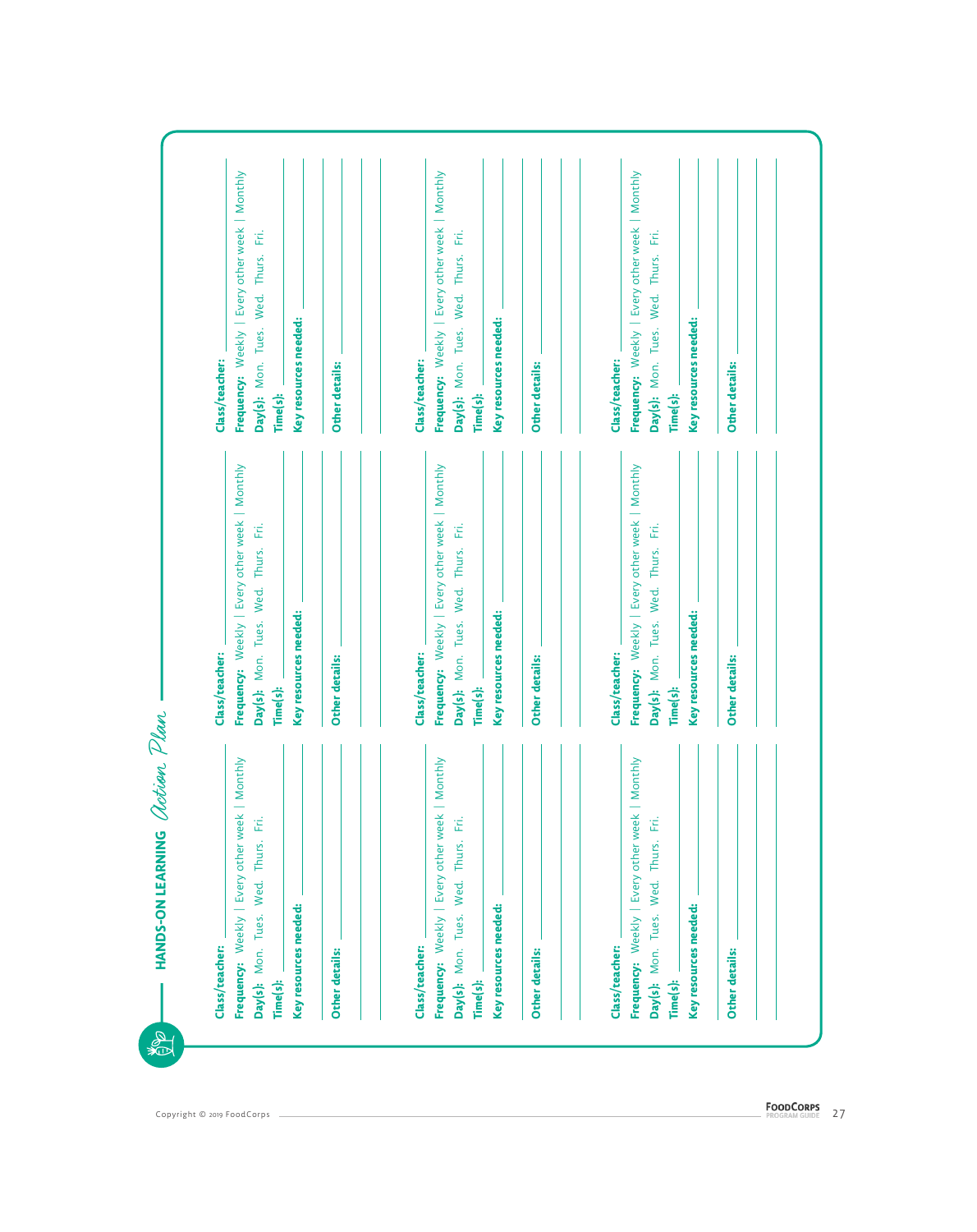## HANDS-ON LEARNING *Action Plan*

**Class/teacher:** ___________
**Frequency:** Weekly | Every other week | Monthly
**Day(s):** Mon. Tues. Wed. Thurs. Fri.
**Time(s):** ___________
**Key resources needed:** ___________

**Other details:** ___________

---

**Class/teacher:** ___________
**Frequency:** Weekly | Every other week | Monthly
**Day(s):** Mon. Tues. Wed. Thurs. Fri.
**Time(s):** ___________
**Key resources needed:** ___________

**Other details:** ___________

---

**Class/teacher:** ___________
**Frequency:** Weekly | Every other week | Monthly
**Day(s):** Mon. Tues. Wed. Thurs. Fri.
**Time(s):** ___________
**Key resources needed:** ___________

**Other details:** ___________

---

**Class/teacher:** ___________
**Frequency:** Weekly | Every other week | Monthly
**Day(s):** Mon. Tues. Wed. Thurs. Fri.
**Time(s):** ___________
**Key resources needed:** ___________

**Other details:** ___________

---

**Class/teacher:** ___________
**Frequency:** Weekly | Every other week | Monthly
**Day(s):** Mon. Tues. Wed. Thurs. Fri.
**Time(s):** ___________
**Key resources needed:** ___________

**Other details:** ___________

---

**Class/teacher:** ___________
**Frequency:** Weekly | Every other week | Monthly
**Day(s):** Mon. Tues. Wed. Thurs. Fri.
**Time(s):** ___________
**Key resources needed:** ___________

**Other details:** ___________

---

**Class/teacher:** ___________
**Frequency:** Weekly | Every other week | Monthly
**Day(s):** Mon. Tues. Wed. Thurs. Fri.
**Time(s):** ___________
**Key resources needed:** ___________

**Other details:** ___________

---

**Class/teacher:** ___________
**Frequency:** Weekly | Every other week | Monthly
**Day(s):** Mon. Tues. Wed. Thurs. Fri.
**Time(s):** ___________
**Key resources needed:** ___________

**Other details:** ___________

---

**Class/teacher:** ___________
**Frequency:** Weekly | Every other week | Monthly
**Day(s):** Mon. Tues. Wed. Thurs. Fri.
**Time(s):** ___________
**Key resources needed:** ___________

**Other details:** ___________

Copyright © 2019 FoodCorps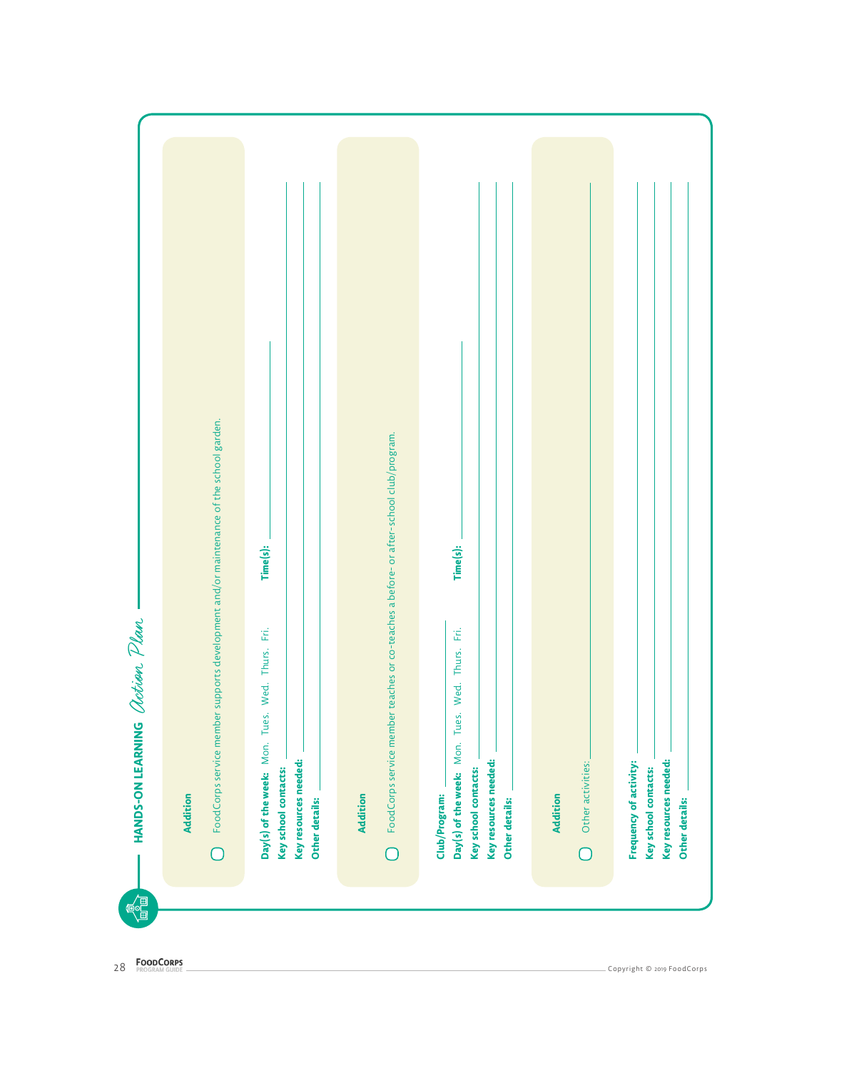# HANDS-ON LEARNING *Action Plan*

**Addition**

- [ ] FoodCorps service member supports development and/or maintenance of the school garden.

**Day(s) of the week:** Mon. Tues. Wed. Thurs. Fri. **Time(s):** ____________

**Key school contacts:** ____________

**Key resources needed:** ____________

**Other details:** ____________

**Addition**

- [ ] FoodCorps service member teaches or co-teaches a before- or after-school club/program.

**Club/Program:** ____________

**Day(s) of the week:** Mon. Tues. Wed. Thurs. Fri. **Time(s):** ____________

**Key school contacts:** ____________

**Key resources needed:** ____________

**Other details:** ____________

**Addition**

- [ ] Other activities: ____________

**Frequency of activity:** ____________

**Key school contacts:** ____________

**Key resources needed:** ____________

**Other details:** ____________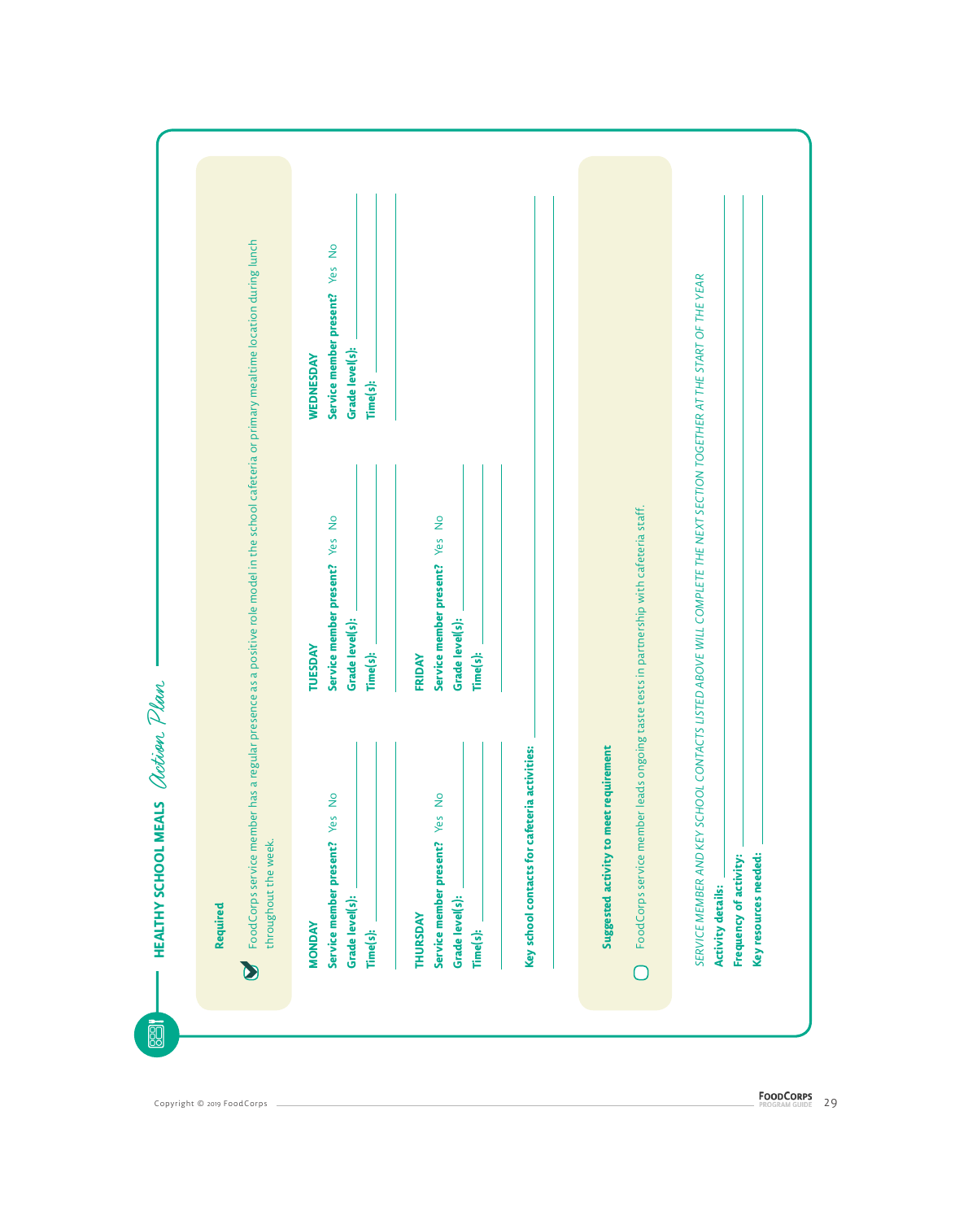# HEALTHY SCHOOL MEALS *Action Plan*

**Required**

- [x] FoodCorps service member has a regular presence as a positive role model in the school cafeteria or primary mealtime location during lunch throughout the week.

**MONDAY**
**Service member present?** Yes No
**Grade level(s):** ______
**Time(s):** ______

**TUESDAY**
**Service member present?** Yes No
**Grade level(s):** ______
**Time(s):** ______

**WEDNESDAY**
**Service member present?** Yes No
**Grade level(s):** ______
**Time(s):** ______

**THURSDAY**
**Service member present?** Yes No
**Grade level(s):** ______
**Time(s):** ______

**FRIDAY**
**Service member present?** Yes No
**Grade level(s):** ______
**Time(s):** ______

**Key school contacts for cafeteria activities:** ______

**Suggested activity to meet requirement**

- [ ] FoodCorps service member leads ongoing taste tests in partnership with cafeteria staff.

*SERVICE MEMBER AND KEY SCHOOL CONTACTS LISTED ABOVE WILL COMPLETE THE NEXT SECTION TOGETHER AT THE START OF THE YEAR*

**Activity details:** ______

**Frequency of activity:** ______

**Key resources needed:** ______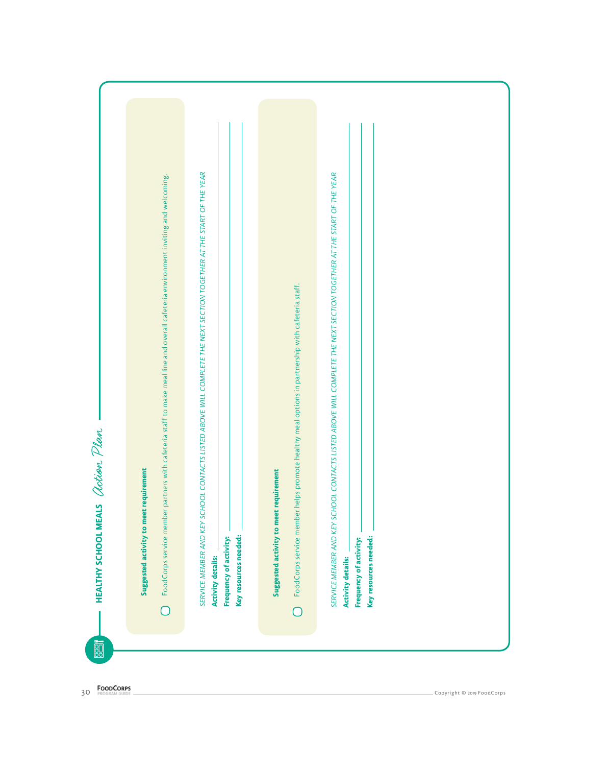## HEALTHY SCHOOL MEALS *Action Plan*

**Suggested activity to meet requirement**

- [ ] FoodCorps service member partners with cafeteria staff to make meal line and overall cafeteria environment inviting and welcoming.

*SERVICE MEMBER AND KEY SCHOOL CONTACTS LISTED ABOVE WILL COMPLETE THE NEXT SECTION TOGETHER AT THE START OF THE YEAR*

**Activity details:** ______________________________

**Frequency of activity:** ______________________________

**Key resources needed:** ______________________________

**Suggested activity to meet requirement**

- [ ] FoodCorps service member helps promote healthy meal options in partnership with cafeteria staff.

*SERVICE MEMBER AND KEY SCHOOL CONTACTS LISTED ABOVE WILL COMPLETE THE NEXT SECTION TOGETHER AT THE START OF THE YEAR*

**Activity details:** ______________________________

**Frequency of activity:** ______________________________

**Key resources needed:** ______________________________

Copyright © 2019 FoodCorps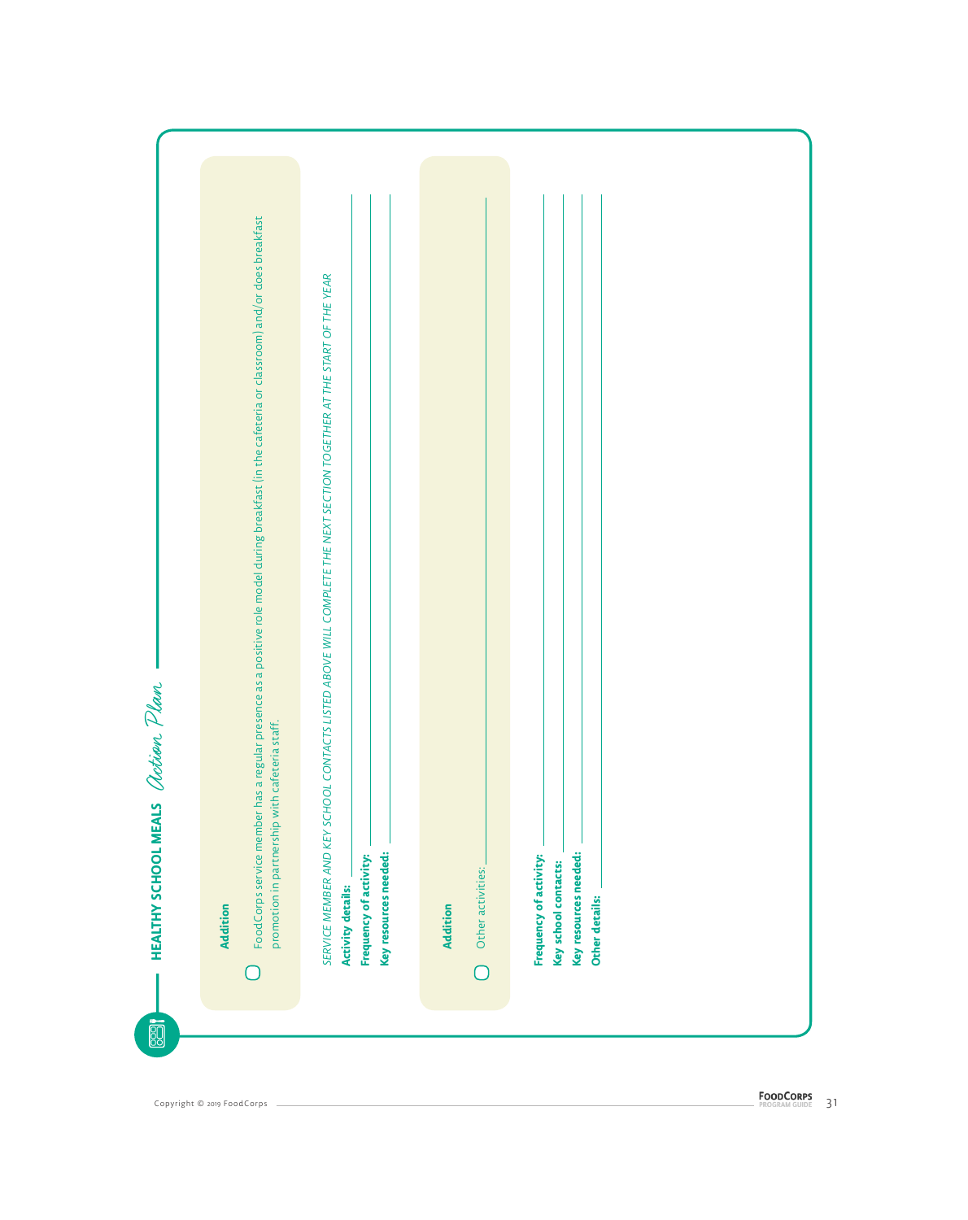## HEALTHY SCHOOL MEALS *Action Plan*

**Addition**

- [ ] FoodCorps service member has a regular presence as a positive role model during breakfast (in the cafeteria or classroom) and/or does breakfast promotion in partnership with cafeteria staff.

*SERVICE MEMBER AND KEY SCHOOL CONTACTS LISTED ABOVE WILL COMPLETE THE NEXT SECTION TOGETHER AT THE START OF THE YEAR*

**Activity details:** \_\_\_\_\_\_\_\_\_\_\_\_\_\_\_\_

**Frequency of activity:** \_\_\_\_\_\_\_\_\_\_\_\_\_\_\_\_

**Key resources needed:** \_\_\_\_\_\_\_\_\_\_\_\_\_\_\_\_

**Addition**

- [ ] Other activities: \_\_\_\_\_\_\_\_\_\_\_\_\_\_\_\_

**Frequency of activity:** \_\_\_\_\_\_\_\_\_\_\_\_\_\_\_\_

**Key school contacts:** \_\_\_\_\_\_\_\_\_\_\_\_\_\_\_\_

**Key resources needed:** \_\_\_\_\_\_\_\_\_\_\_\_\_\_\_\_

**Other details:** \_\_\_\_\_\_\_\_\_\_\_\_\_\_\_\_

Copyright © 2019 FoodCorps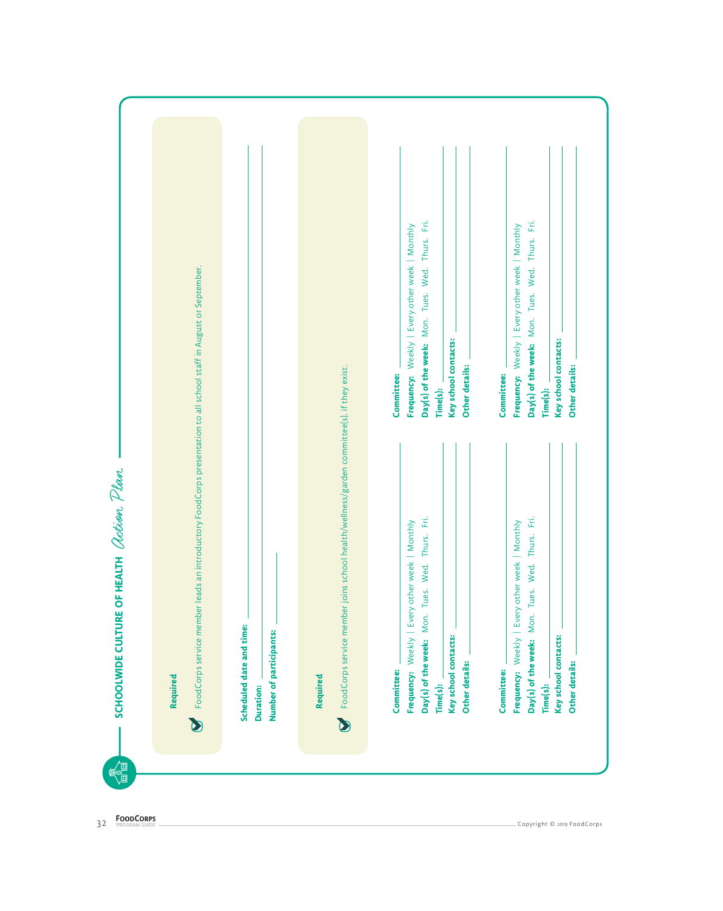# SCHOOLWIDE CULTURE OF HEALTH *Action Plan*

**Required**

FoodCorps service member leads an introductory FoodCorps presentation to all school staff in August or September.

**Scheduled date and time:** 

**Duration:** 

**Number of participants:** 

**Required**

FoodCorps service member joins school health/wellness/garden committee(s), if they exist.

**Committee:** 
**Frequency:** Weekly | Every other week | Monthly
**Day(s) of the week:** Mon. Tues. Wed. Thurs. Fri.
**Time(s):** 
**Key school contacts:** 
**Other details:** 

**Committee:** 
**Frequency:** Weekly | Every other week | Monthly
**Day(s) of the week:** Mon. Tues. Wed. Thurs. Fri.
**Time(s):** 
**Key school contacts:** 
**Other details:** 

**Committee:** 
**Frequency:** Weekly | Every other week | Monthly
**Day(s) of the week:** Mon. Tues. Wed. Thurs. Fri.
**Time(s):** 
**Key school contacts:** 
**Other details:** 

**Committee:** 
**Frequency:** Weekly | Every other week | Monthly
**Day(s) of the week:** Mon. Tues. Wed. Thurs. Fri.
**Time(s):** 
**Key school contacts:** 
**Other details:** 

Copyright © 2019 FoodCorps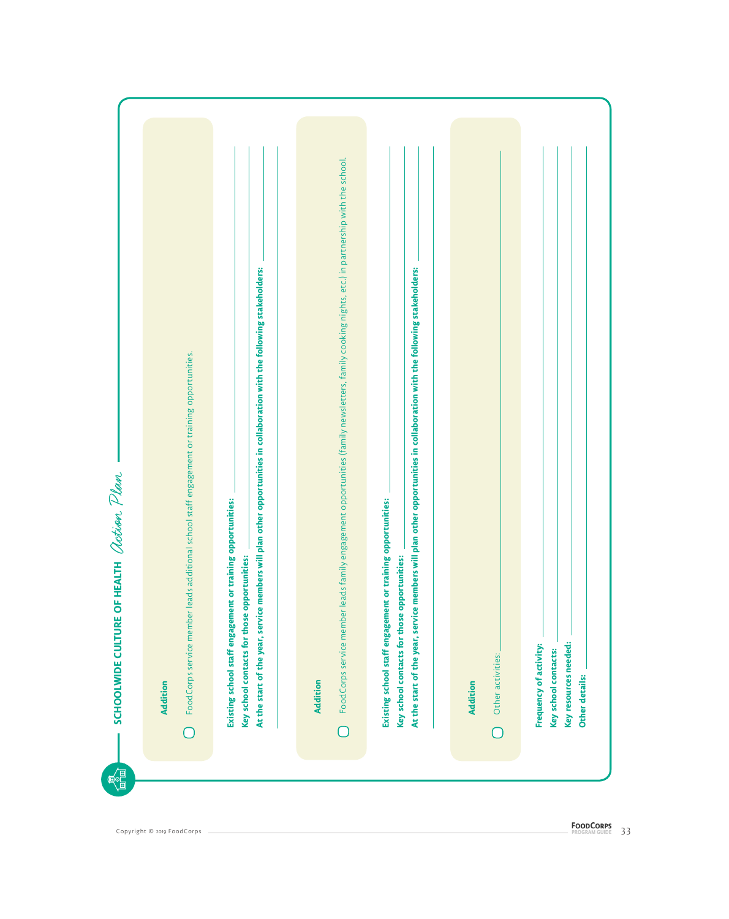## SCHOOLWIDE CULTURE OF HEALTH *Action Plan*

**Addition**

- [ ] FoodCorps service member leads additional school staff engagement or training opportunities.

**Existing school staff engagement or training opportunities:** ______________________

**Key school contacts for those opportunities:** ______________________

**At the start of the year, service members will plan other opportunities in collaboration with the following stakeholders:** ______________________

______________________

**Addition**

- [ ] FoodCorps service member leads family engagement opportunities (family newsletters, family cooking nights, etc.) in partnership with the school.

**Existing school staff engagement or training opportunities:** ______________________

**Key school contacts for those opportunities:** ______________________

**At the start of the year, service members will plan other opportunities in collaboration with the following stakeholders:** ______________________

______________________

**Addition**

- [ ] Other activities: ______________________

**Frequency of activity:** ______________________

**Key school contacts:** ______________________

**Key resources needed:** ______________________

**Other details:** ______________________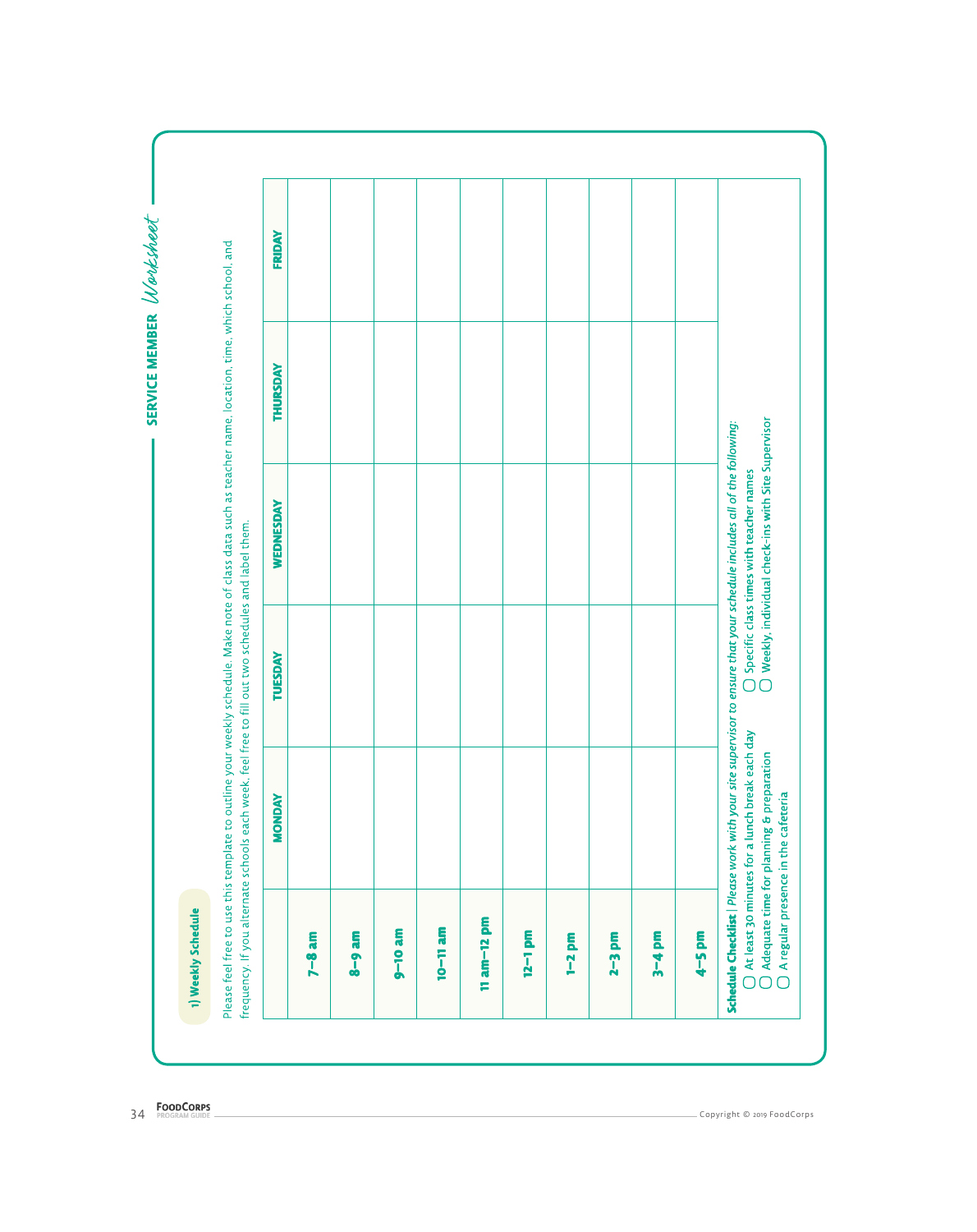## SERVICE MEMBER *Worksheet*

### 1) Weekly Schedule

Please feel free to use this template to outline your weekly schedule. Make note of class data such as teacher name, location, time, which school, and frequency. If you alternate schools each week, feel free to fill out two schedules and label them.

| | MONDAY | TUESDAY | WEDNESDAY | THURSDAY | FRIDAY |
|---|---|---|---|---|---|
| 7–8 am | | | | | |
| 8–9 am | | | | | |
| 9–10 am | | | | | |
| 10–11 am | | | | | |
| 11 am–12 pm | | | | | |
| 12–1 pm | | | | | |
| 1–2 pm | | | | | |
| 2–3 pm | | | | | |
| 3–4 pm | | | | | |
| 4–5 pm | | | | | |

**Schedule Checklist** | *Please work with your site supervisor to ensure that your schedule includes all of the following:*

- ◯ At least 30 minutes for a lunch break each day
- ◯ Adequate time for planning & preparation
- ◯ A regular presence in the cafeteria
- ◯ Specific class times with teacher names
- ◯ Weekly, individual check-ins with Site Supervisor

Copyright © 2019 FoodCorps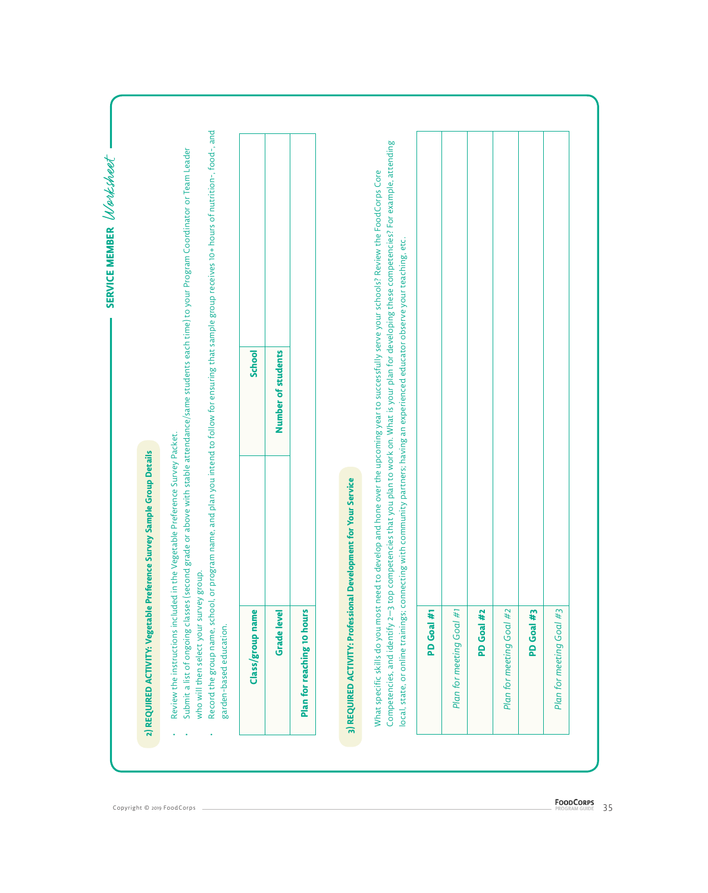## SERVICE MEMBER *Worksheet*

### 2) REQUIRED ACTIVITY: Vegetable Preference Survey Sample Group Details

- Review the instructions included in the Vegetable Preference Survey Packet.
- Submit a list of ongoing classes (second grade or above with stable attendance/same students each time) to your Program Coordinator or Team Leader who will then select your survey group.
- Record the group name, school, or program name, and plan you intend to follow for ensuring that sample group receives 10+ hours of nutrition-, food-, and garden-based education.

| Class/group name | | School | |
|---|---|---|---|
| Grade level | | Number of students | |
| Plan for reaching 10 hours | | | |

### 3) REQUIRED ACTIVITY: Professional Development for Your Service

What specific skills do you most need to develop and hone over the upcoming year to successfully serve your schools? Review the FoodCorps Core Competencies, and identify 2–3 top competencies that you plan to work on. What is your plan for developing these competencies? For example, attending local, state, or online trainings; connecting with community partners; having an experienced educator observe your teaching, etc.

| | |
|---|---|
| PD Goal #1 | |
| *Plan for meeting Goal #1* | |
| PD Goal #2 | |
| *Plan for meeting Goal #2* | |
| PD Goal #3 | |
| *Plan for meeting Goal #3* | |

Copyright © 2019 FoodCorps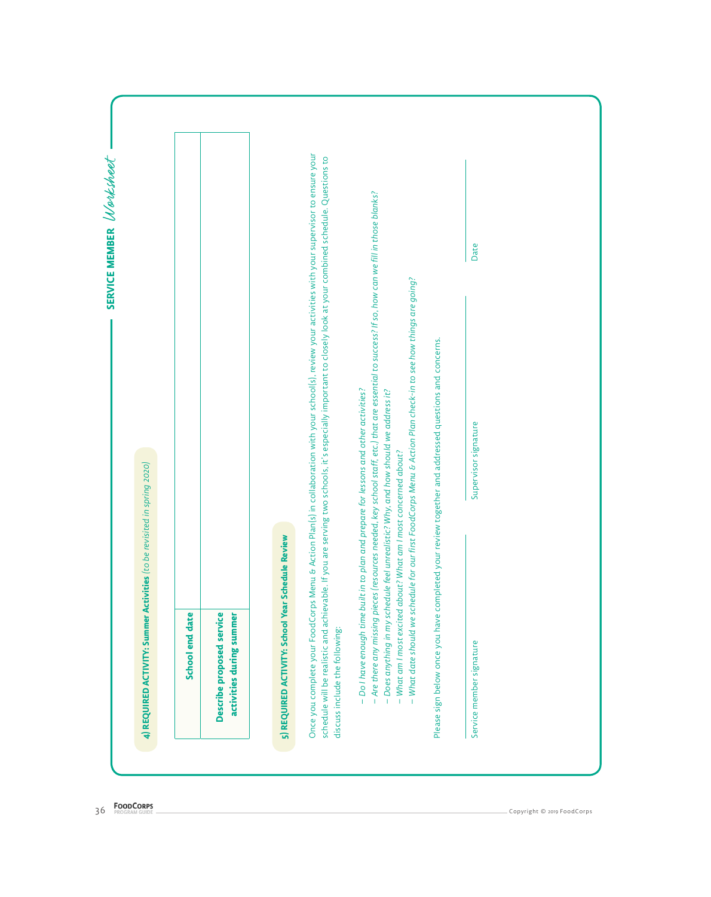## SERVICE MEMBER *Worksheet*

### 4) REQUIRED ACTIVITY: Summer Activities *(to be revisited in spring 2020)*

| | |
|---|---|
| **School end date** | |
| **Describe proposed service activities during summer** | |

### 5) REQUIRED ACTIVITY: School Year Schedule Review

Once you complete your FoodCorps Menu & Action Plan(s) in collaboration with your school(s), review your activities with your supervisor to ensure your schedule will be realistic and achievable. If you are serving two schools, it's especially important to closely look at your combined schedule. Questions to discuss include the following:

- *Do I have enough time built in to plan and prepare for lessons and other activities?*
- *Are there any missing pieces (resources needed, key school staff, etc.) that are essential to success? If so, how can we fill in those blanks?*
- *Does anything in my schedule feel unrealistic? Why, and how should we address it?*
- *What am I most excited about? What am I most concerned about?*
- *What date should we schedule for our first FoodCorps Menu & Action Plan check-in to see how things are going?*

Please sign below once you have completed your review together and addressed questions and concerns.

Service member signature ______________________ Supervisor signature ______________________ Date ______________________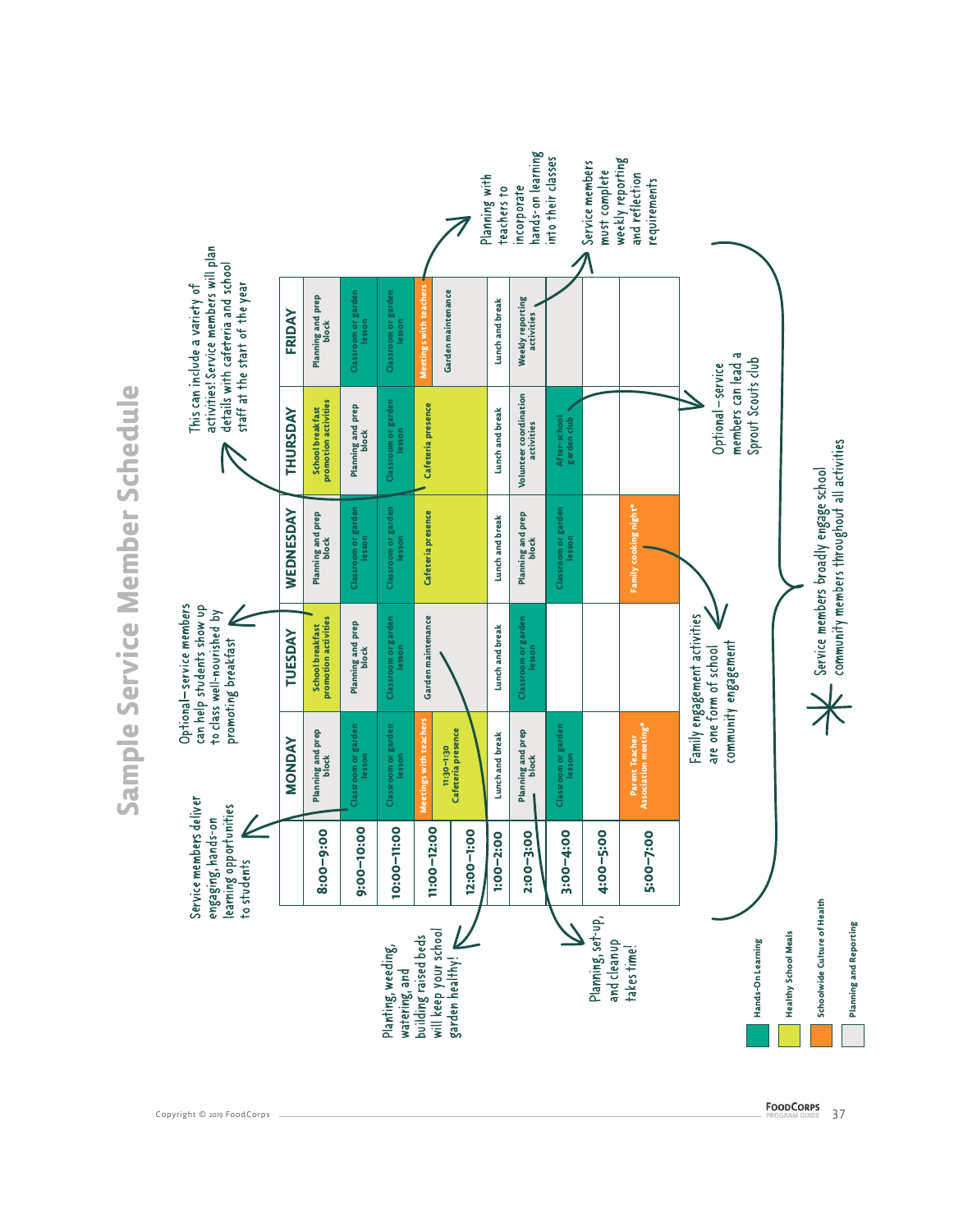# Sample Service Member Schedule

| | MONDAY | TUESDAY | WEDNESDAY | THURSDAY | FRIDAY |
|---|---|---|---|---|---|
| 8:00–9:00 | Planning and prep block | School breakfast promotion activities | Planning and prep block | School breakfast promotion activities | Planning and prep block |
| 9:00–10:00 | Classroom or garden lesson | Planning and prep block | Classroom or garden lesson | Planning and prep block | Classroom or garden lesson |
| 10:00–11:00 | Classroom or garden lesson | Classroom or garden lesson | Classroom or garden lesson | Classroom or garden lesson | Classroom or garden lesson |
| 11:00–12:00 | Meetings with teachers | Garden maintenance | Cafeteria presence | Cafeteria presence | Meetings with teachers |
| 12:00–1:00 | 11:30–1:30 Cafeteria presence | | | | Garden maintenance |
| 1:00–2:00 | Lunch and break | Lunch and break | Lunch and break | Lunch and break | Lunch and break |
| 2:00–3:00 | Planning and prep block | Classroom or garden lesson | Planning and prep block | Volunteer coordination activities | Weekly reporting activities |
| 3:00–4:00 | Classroom or garden lesson | | Classroom or garden lesson | After-school garden club | |
| 4:00–5:00 | | | | | |
| 5:00–7:00 | Parent Teacher Association meeting* | | Family cooking night* | | |

Service members deliver engaging, hands-on learning opportunities to students

Optional—service members can help students show up to class well-nourished by promoting breakfast

This can include a variety of activities! Service members will plan details with cafeteria and school staff at the start of the year

Planning with teachers to incorporate hands-on learning into their classes

Service members must complete weekly reporting and reflection requirements

Planting, weeding, watering, and building raised beds will keep your school garden healthy!

Planning, set-up, and cleanup takes time!

Family engagement activities are one form of school community engagement

Optional—service members can lead a Sprout Scouts club

Service members broadly engage school community members throughout all activities

- Hands-On Learning
- Healthy School Meals
- Schoolwide Culture of Health
- Planning and Reporting

Copyright © 2019 FoodCorps

FoodCorps Program Guide